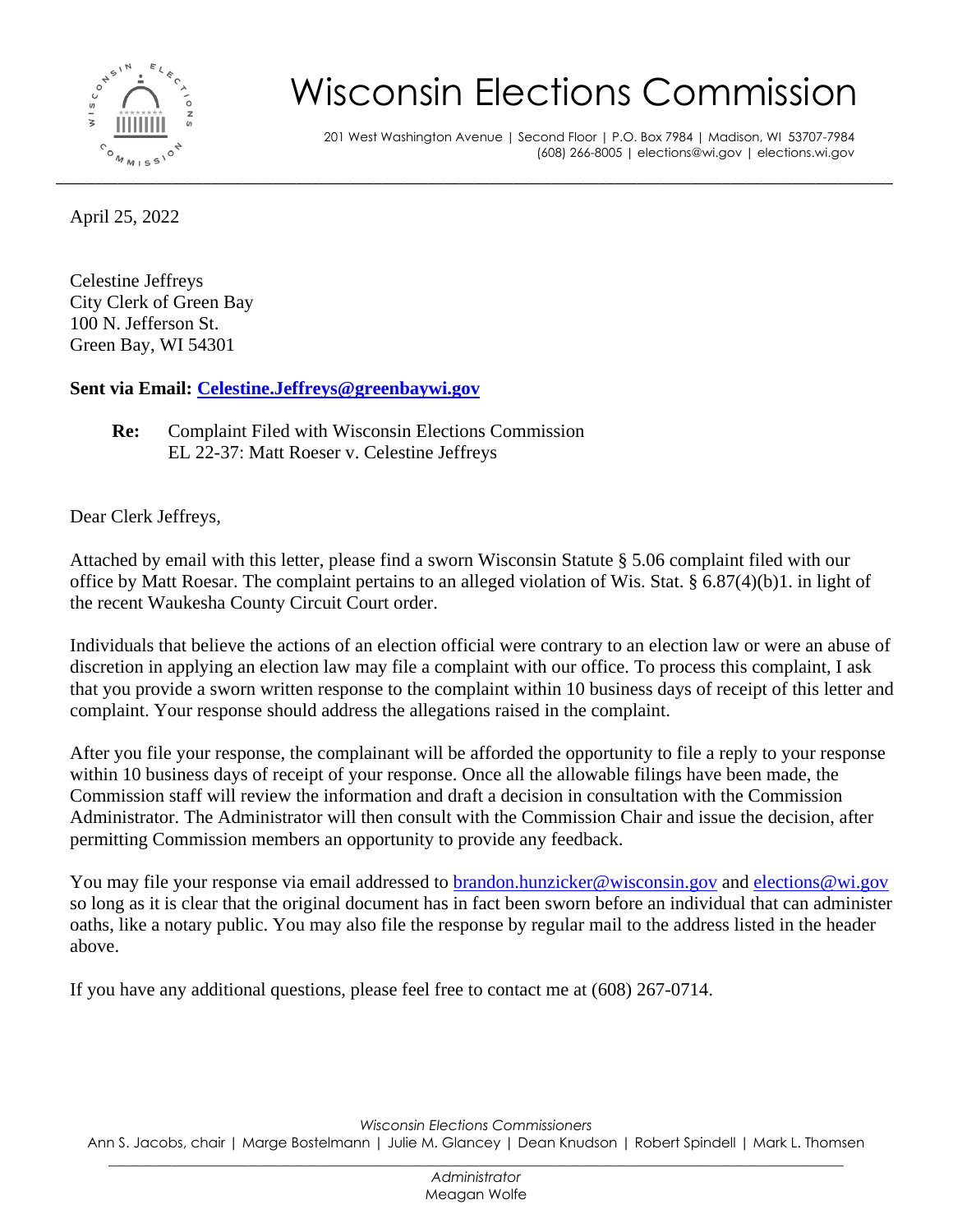# Wisconsin Elections Commission

201 West Washington Avenue | Second Floor | P.O. Box 7984 | Madison, WI 53707-7984
(608) 266-8005 | elections@wi.gov | elections.wi.gov

---

April 25, 2022

Celestine Jeffreys
City Clerk of Green Bay
100 N. Jefferson St.
Green Bay, WI 54301

**Sent via Email: Celestine.Jeffreys@greenbaywi.gov**

**Re:** Complaint Filed with Wisconsin Elections Commission
EL 22-37: Matt Roeser v. Celestine Jeffreys

Dear Clerk Jeffreys,

Attached by email with this letter, please find a sworn Wisconsin Statute § 5.06 complaint filed with our office by Matt Roesar. The complaint pertains to an alleged violation of Wis. Stat. § 6.87(4)(b)1. in light of the recent Waukesha County Circuit Court order.

Individuals that believe the actions of an election official were contrary to an election law or were an abuse of discretion in applying an election law may file a complaint with our office. To process this complaint, I ask that you provide a sworn written response to the complaint within 10 business days of receipt of this letter and complaint. Your response should address the allegations raised in the complaint.

After you file your response, the complainant will be afforded the opportunity to file a reply to your response within 10 business days of receipt of your response. Once all the allowable filings have been made, the Commission staff will review the information and draft a decision in consultation with the Commission Administrator. The Administrator will then consult with the Commission Chair and issue the decision, after permitting Commission members an opportunity to provide any feedback.

You may file your response via email addressed to brandon.hunzicker@wisconsin.gov and elections@wi.gov so long as it is clear that the original document has in fact been sworn before an individual that can administer oaths, like a notary public. You may also file the response by regular mail to the address listed in the header above.

If you have any additional questions, please feel free to contact me at (608) 267-0714.

*Wisconsin Elections Commissioners*
Ann S. Jacobs, chair | Marge Bostelmann | Julie M. Glancey | Dean Knudson | Robert Spindell | Mark L. Thomsen

*Administrator*
Meagan Wolfe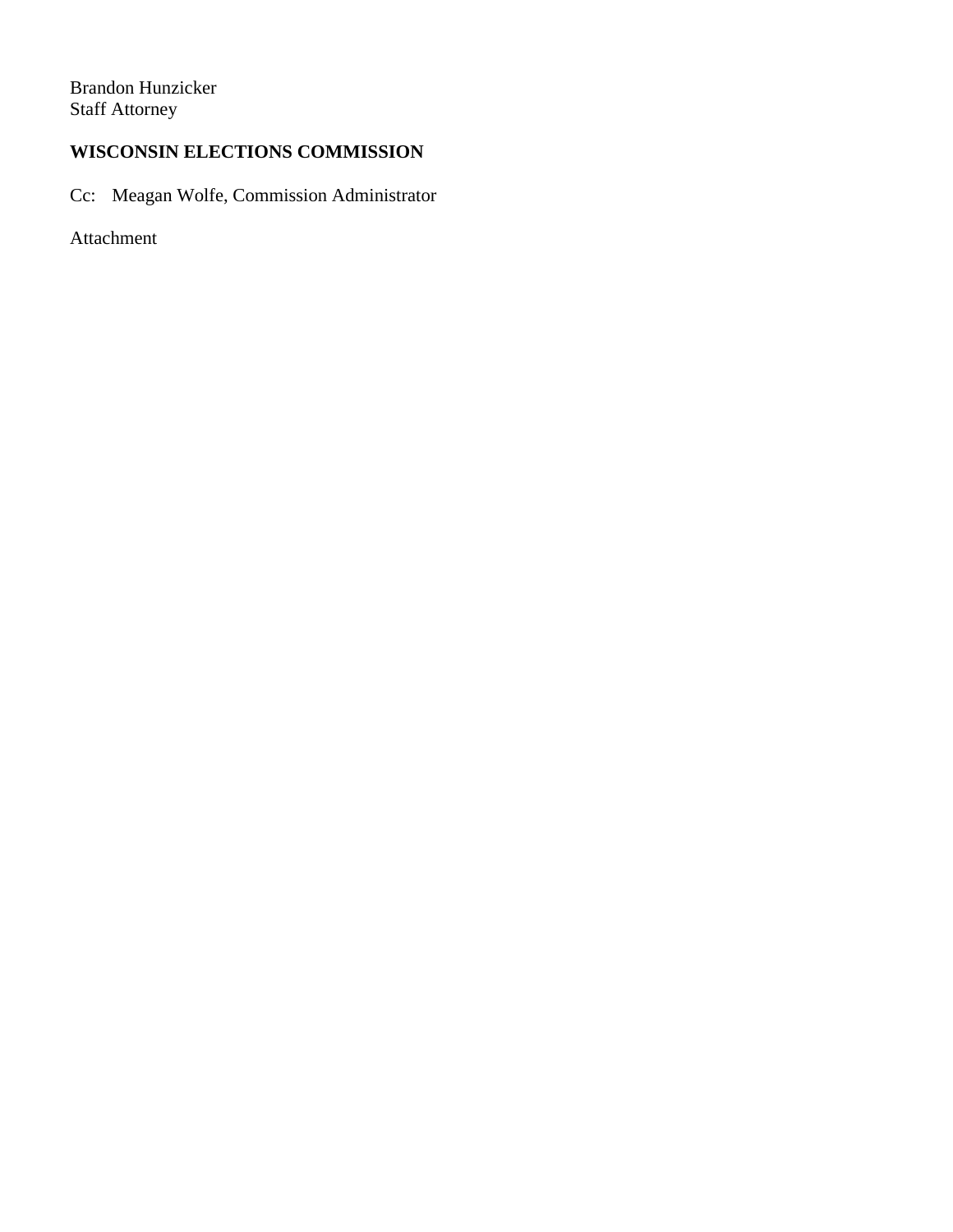Brandon Hunzicker
Staff Attorney

**WISCONSIN ELECTIONS COMMISSION**

Cc: Meagan Wolfe, Commission Administrator

Attachment